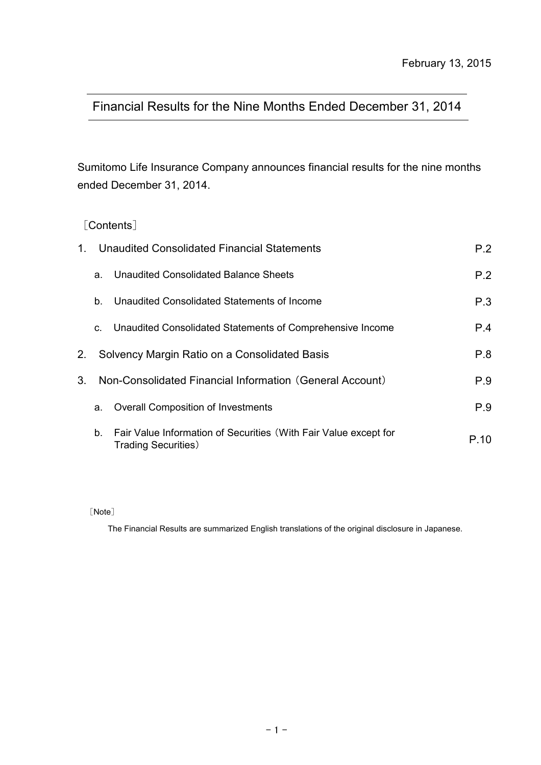February 13, 2015

# Financial Results for the Nine Months Ended December 31, 2014

Sumitomo Life Insurance Company announces financial results for the nine months ended December 31, 2014.

［Contents］

| | | |
|---|---|---|
| 1. | Unaudited Consolidated Financial Statements | P.2 |
| | a. Unaudited Consolidated Balance Sheets | P.2 |
| | b. Unaudited Consolidated Statements of Income | P.3 |
| | c. Unaudited Consolidated Statements of Comprehensive Income | P.4 |
| 2. | Solvency Margin Ratio on a Consolidated Basis | P.8 |
| 3. | Non-Consolidated Financial Information（General Account） | P.9 |
| | a. Overall Composition of Investments | P.9 |
| | b. Fair Value Information of Securities（With Fair Value except for Trading Securities） | P.10 |

［Note］

The Financial Results are summarized English translations of the original disclosure in Japanese.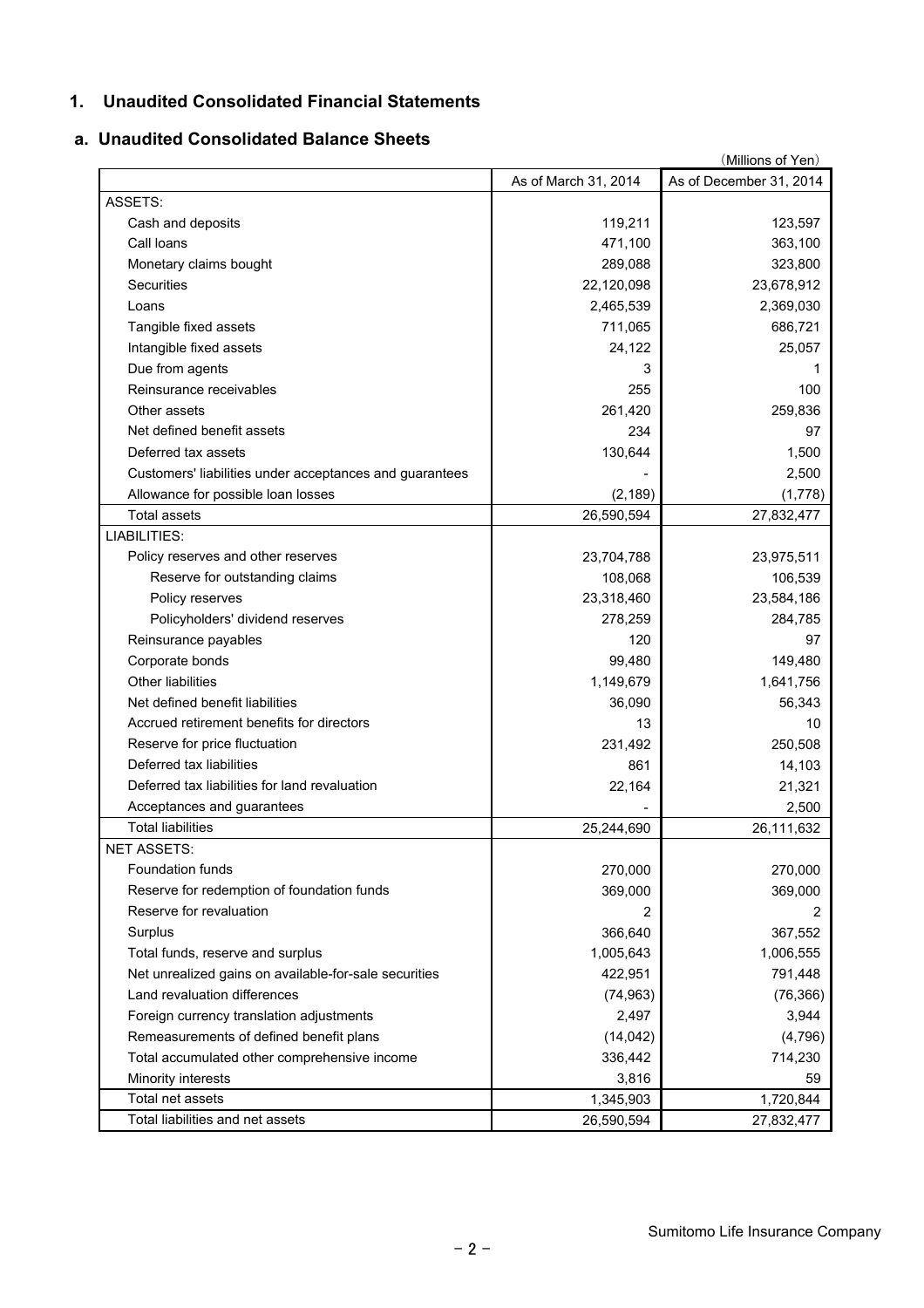## 1. Unaudited Consolidated Financial Statements

### a. Unaudited Consolidated Balance Sheets

(Millions of Yen)

| | As of March 31, 2014 | As of December 31, 2014 |
|---|---|---|
| ASSETS: | | |
| Cash and deposits | 119,211 | 123,597 |
| Call loans | 471,100 | 363,100 |
| Monetary claims bought | 289,088 | 323,800 |
| Securities | 22,120,098 | 23,678,912 |
| Loans | 2,465,539 | 2,369,030 |
| Tangible fixed assets | 711,065 | 686,721 |
| Intangible fixed assets | 24,122 | 25,057 |
| Due from agents | 3 | 1 |
| Reinsurance receivables | 255 | 100 |
| Other assets | 261,420 | 259,836 |
| Net defined benefit assets | 234 | 97 |
| Deferred tax assets | 130,644 | 1,500 |
| Customers' liabilities under acceptances and guarantees | - | 2,500 |
| Allowance for possible loan losses | (2,189) | (1,778) |
| Total assets | 26,590,594 | 27,832,477 |
| LIABILITIES: | | |
| Policy reserves and other reserves | 23,704,788 | 23,975,511 |
| Reserve for outstanding claims | 108,068 | 106,539 |
| Policy reserves | 23,318,460 | 23,584,186 |
| Policyholders' dividend reserves | 278,259 | 284,785 |
| Reinsurance payables | 120 | 97 |
| Corporate bonds | 99,480 | 149,480 |
| Other liabilities | 1,149,679 | 1,641,756 |
| Net defined benefit liabilities | 36,090 | 56,343 |
| Accrued retirement benefits for directors | 13 | 10 |
| Reserve for price fluctuation | 231,492 | 250,508 |
| Deferred tax liabilities | 861 | 14,103 |
| Deferred tax liabilities for land revaluation | 22,164 | 21,321 |
| Acceptances and guarantees | - | 2,500 |
| Total liabilities | 25,244,690 | 26,111,632 |
| NET ASSETS: | | |
| Foundation funds | 270,000 | 270,000 |
| Reserve for redemption of foundation funds | 369,000 | 369,000 |
| Reserve for revaluation | 2 | 2 |
| Surplus | 366,640 | 367,552 |
| Total funds, reserve and surplus | 1,005,643 | 1,006,555 |
| Net unrealized gains on available-for-sale securities | 422,951 | 791,448 |
| Land revaluation differences | (74,963) | (76,366) |
| Foreign currency translation adjustments | 2,497 | 3,944 |
| Remeasurements of defined benefit plans | (14,042) | (4,796) |
| Total accumulated other comprehensive income | 336,442 | 714,230 |
| Minority interests | 3,816 | 59 |
| Total net assets | 1,345,903 | 1,720,844 |
| Total liabilities and net assets | 26,590,594 | 27,832,477 |

Sumitomo Life Insurance Company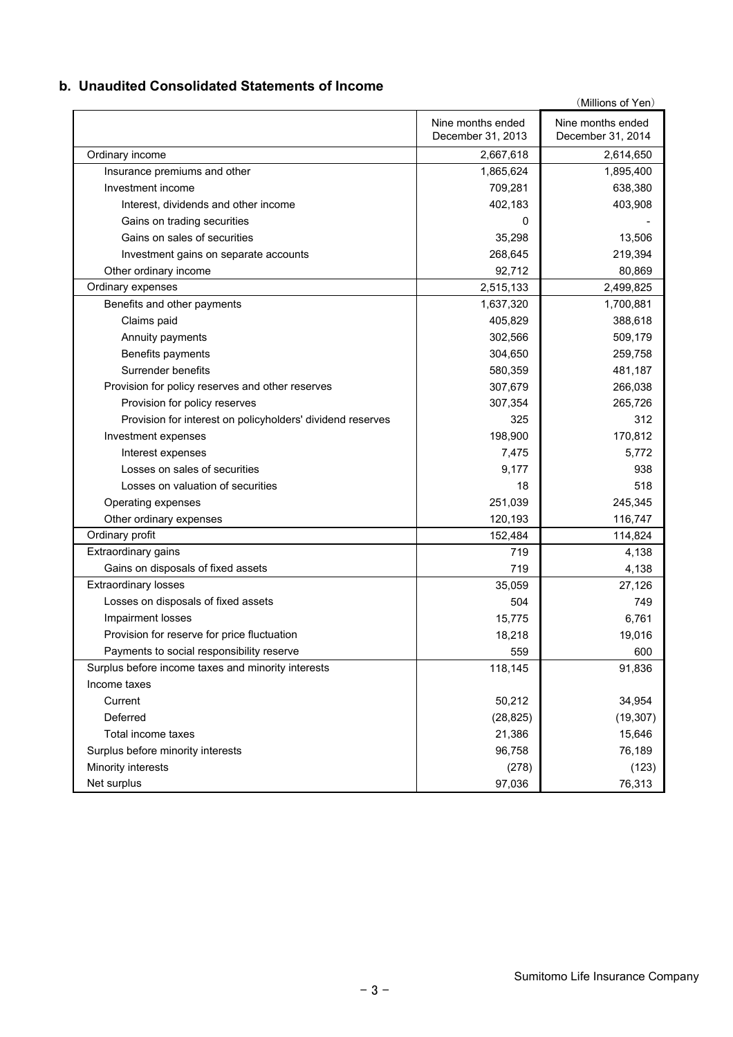## b. Unaudited Consolidated Statements of Income

(Millions of Yen)

| | Nine months ended December 31, 2013 | Nine months ended December 31, 2014 |
|---|---|---|
| Ordinary income | 2,667,618 | 2,614,650 |
| Insurance premiums and other | 1,865,624 | 1,895,400 |
| Investment income | 709,281 | 638,380 |
| Interest, dividends and other income | 402,183 | 403,908 |
| Gains on trading securities | 0 | - |
| Gains on sales of securities | 35,298 | 13,506 |
| Investment gains on separate accounts | 268,645 | 219,394 |
| Other ordinary income | 92,712 | 80,869 |
| Ordinary expenses | 2,515,133 | 2,499,825 |
| Benefits and other payments | 1,637,320 | 1,700,881 |
| Claims paid | 405,829 | 388,618 |
| Annuity payments | 302,566 | 509,179 |
| Benefits payments | 304,650 | 259,758 |
| Surrender benefits | 580,359 | 481,187 |
| Provision for policy reserves and other reserves | 307,679 | 266,038 |
| Provision for policy reserves | 307,354 | 265,726 |
| Provision for interest on policyholders' dividend reserves | 325 | 312 |
| Investment expenses | 198,900 | 170,812 |
| Interest expenses | 7,475 | 5,772 |
| Losses on sales of securities | 9,177 | 938 |
| Losses on valuation of securities | 18 | 518 |
| Operating expenses | 251,039 | 245,345 |
| Other ordinary expenses | 120,193 | 116,747 |
| Ordinary profit | 152,484 | 114,824 |
| Extraordinary gains | 719 | 4,138 |
| Gains on disposals of fixed assets | 719 | 4,138 |
| Extraordinary losses | 35,059 | 27,126 |
| Losses on disposals of fixed assets | 504 | 749 |
| Impairment losses | 15,775 | 6,761 |
| Provision for reserve for price fluctuation | 18,218 | 19,016 |
| Payments to social responsibility reserve | 559 | 600 |
| Surplus before income taxes and minority interests | 118,145 | 91,836 |
| Income taxes | | |
| Current | 50,212 | 34,954 |
| Deferred | (28,825) | (19,307) |
| Total income taxes | 21,386 | 15,646 |
| Surplus before minority interests | 96,758 | 76,189 |
| Minority interests | (278) | (123) |
| Net surplus | 97,036 | 76,313 |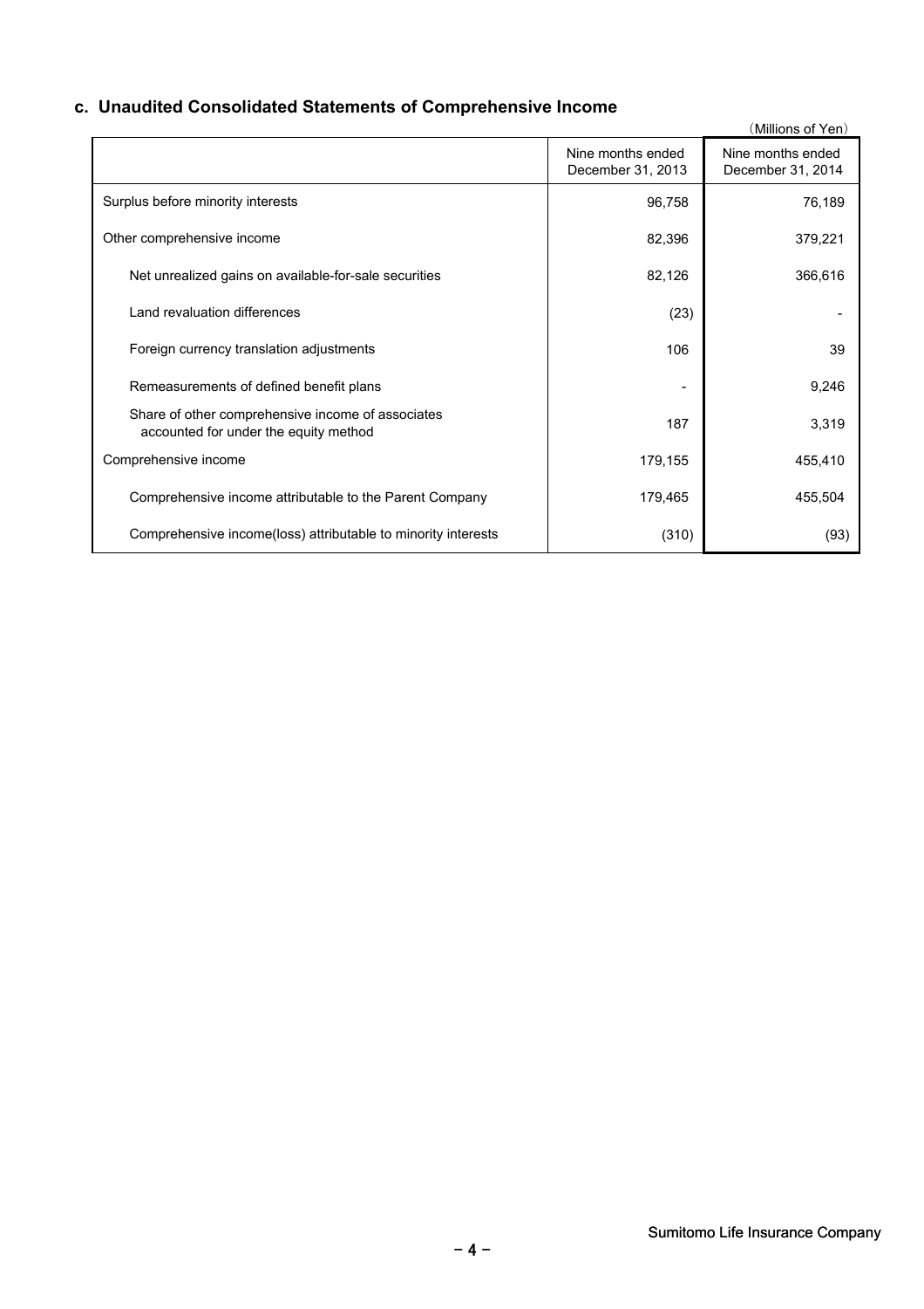## c. Unaudited Consolidated Statements of Comprehensive Income

(Millions of Yen)

| | Nine months ended December 31, 2013 | Nine months ended December 31, 2014 |
|---|---|---|
| Surplus before minority interests | 96,758 | 76,189 |
| Other comprehensive income | 82,396 | 379,221 |
| Net unrealized gains on available-for-sale securities | 82,126 | 366,616 |
| Land revaluation differences | (23) | - |
| Foreign currency translation adjustments | 106 | 39 |
| Remeasurements of defined benefit plans | - | 9,246 |
| Share of other comprehensive income of associates accounted for under the equity method | 187 | 3,319 |
| Comprehensive income | 179,155 | 455,410 |
| Comprehensive income attributable to the Parent Company | 179,465 | 455,504 |
| Comprehensive income(loss) attributable to minority interests | (310) | (93) |

Sumitomo Life Insurance Company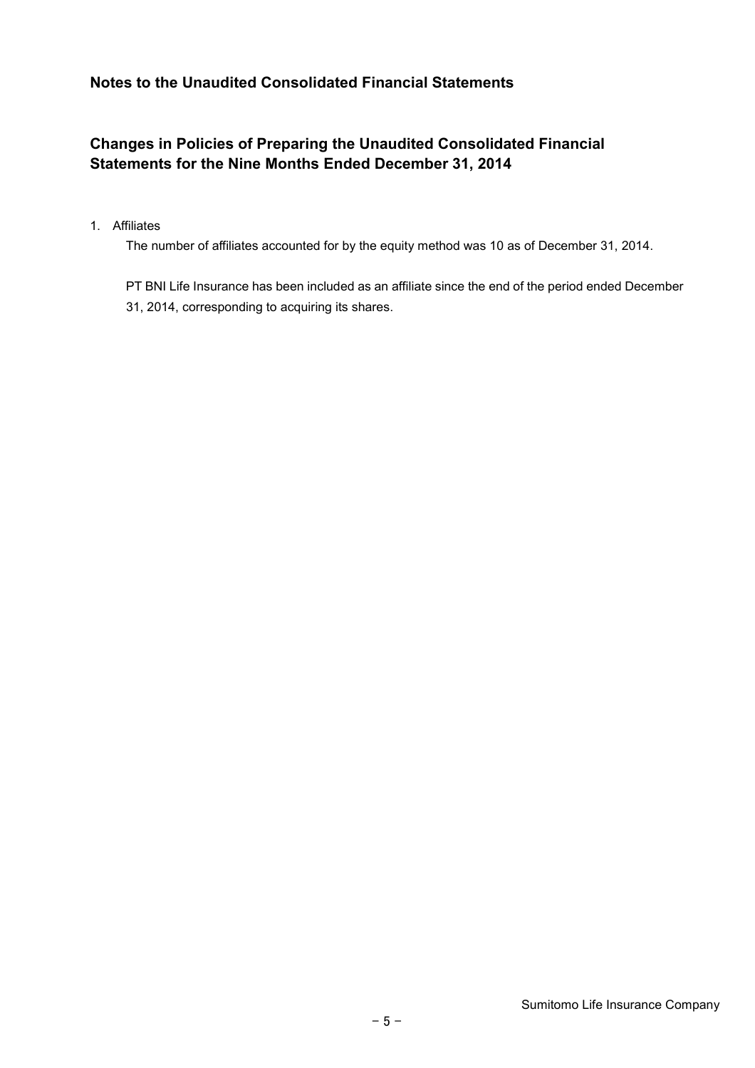## Notes to the Unaudited Consolidated Financial Statements

## Changes in Policies of Preparing the Unaudited Consolidated Financial Statements for the Nine Months Ended December 31, 2014

1. Affiliates

   The number of affiliates accounted for by the equity method was 10 as of December 31, 2014.

   PT BNI Life Insurance has been included as an affiliate since the end of the period ended December 31, 2014, corresponding to acquiring its shares.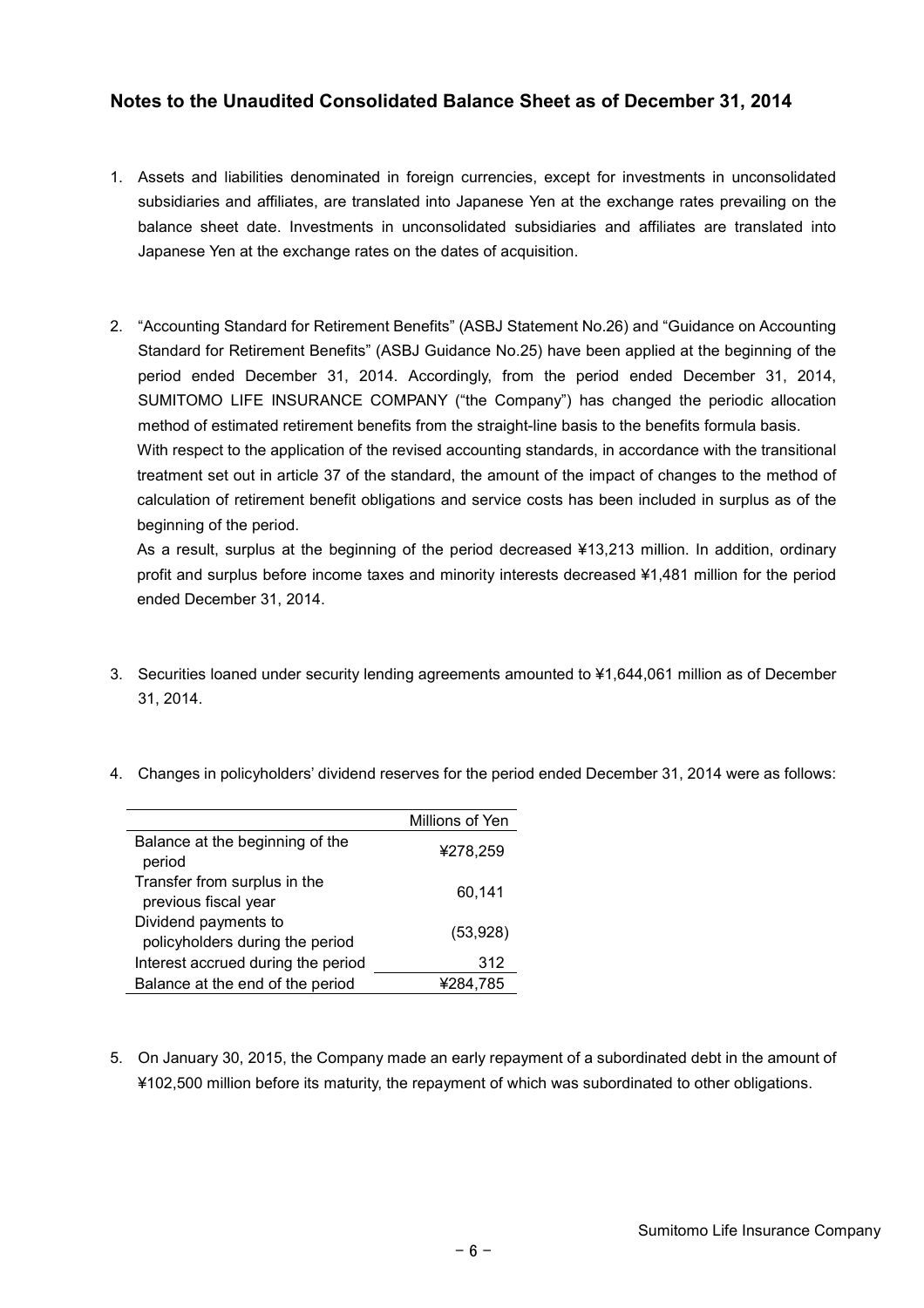## Notes to the Unaudited Consolidated Balance Sheet as of December 31, 2014

1. Assets and liabilities denominated in foreign currencies, except for investments in unconsolidated subsidiaries and affiliates, are translated into Japanese Yen at the exchange rates prevailing on the balance sheet date. Investments in unconsolidated subsidiaries and affiliates are translated into Japanese Yen at the exchange rates on the dates of acquisition.

2. "Accounting Standard for Retirement Benefits" (ASBJ Statement No.26) and "Guidance on Accounting Standard for Retirement Benefits" (ASBJ Guidance No.25) have been applied at the beginning of the period ended December 31, 2014. Accordingly, from the period ended December 31, 2014, SUMITOMO LIFE INSURANCE COMPANY ("the Company") has changed the periodic allocation method of estimated retirement benefits from the straight-line basis to the benefits formula basis.

   With respect to the application of the revised accounting standards, in accordance with the transitional treatment set out in article 37 of the standard, the amount of the impact of changes to the method of calculation of retirement benefit obligations and service costs has been included in surplus as of the beginning of the period.

   As a result, surplus at the beginning of the period decreased ¥13,213 million. In addition, ordinary profit and surplus before income taxes and minority interests decreased ¥1,481 million for the period ended December 31, 2014.

3. Securities loaned under security lending agreements amounted to ¥1,644,061 million as of December 31, 2014.

4. Changes in policyholders' dividend reserves for the period ended December 31, 2014 were as follows:

| | Millions of Yen |
|---|---|
| Balance at the beginning of the period | ¥278,259 |
| Transfer from surplus in the previous fiscal year | 60,141 |
| Dividend payments to policyholders during the period | (53,928) |
| Interest accrued during the period | 312 |
| Balance at the end of the period | ¥284,785 |

5. On January 30, 2015, the Company made an early repayment of a subordinated debt in the amount of ¥102,500 million before its maturity, the repayment of which was subordinated to other obligations.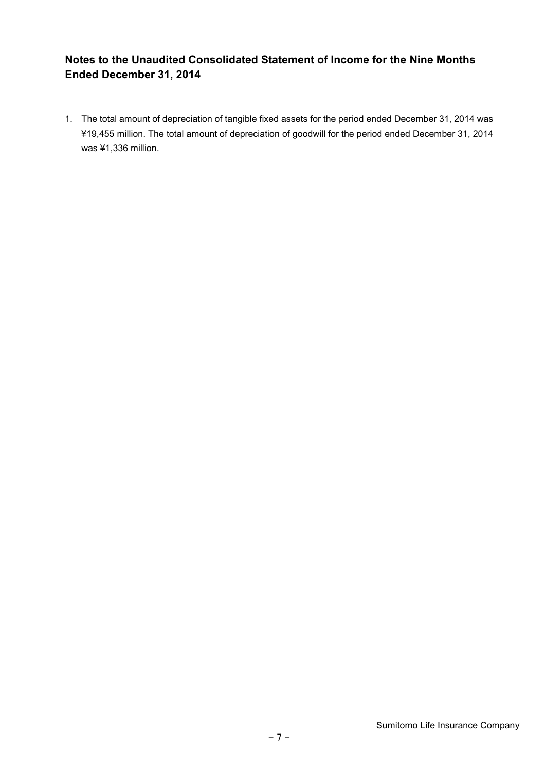## Notes to the Unaudited Consolidated Statement of Income for the Nine Months Ended December 31, 2014

1. The total amount of depreciation of tangible fixed assets for the period ended December 31, 2014 was ¥19,455 million. The total amount of depreciation of goodwill for the period ended December 31, 2014 was ¥1,336 million.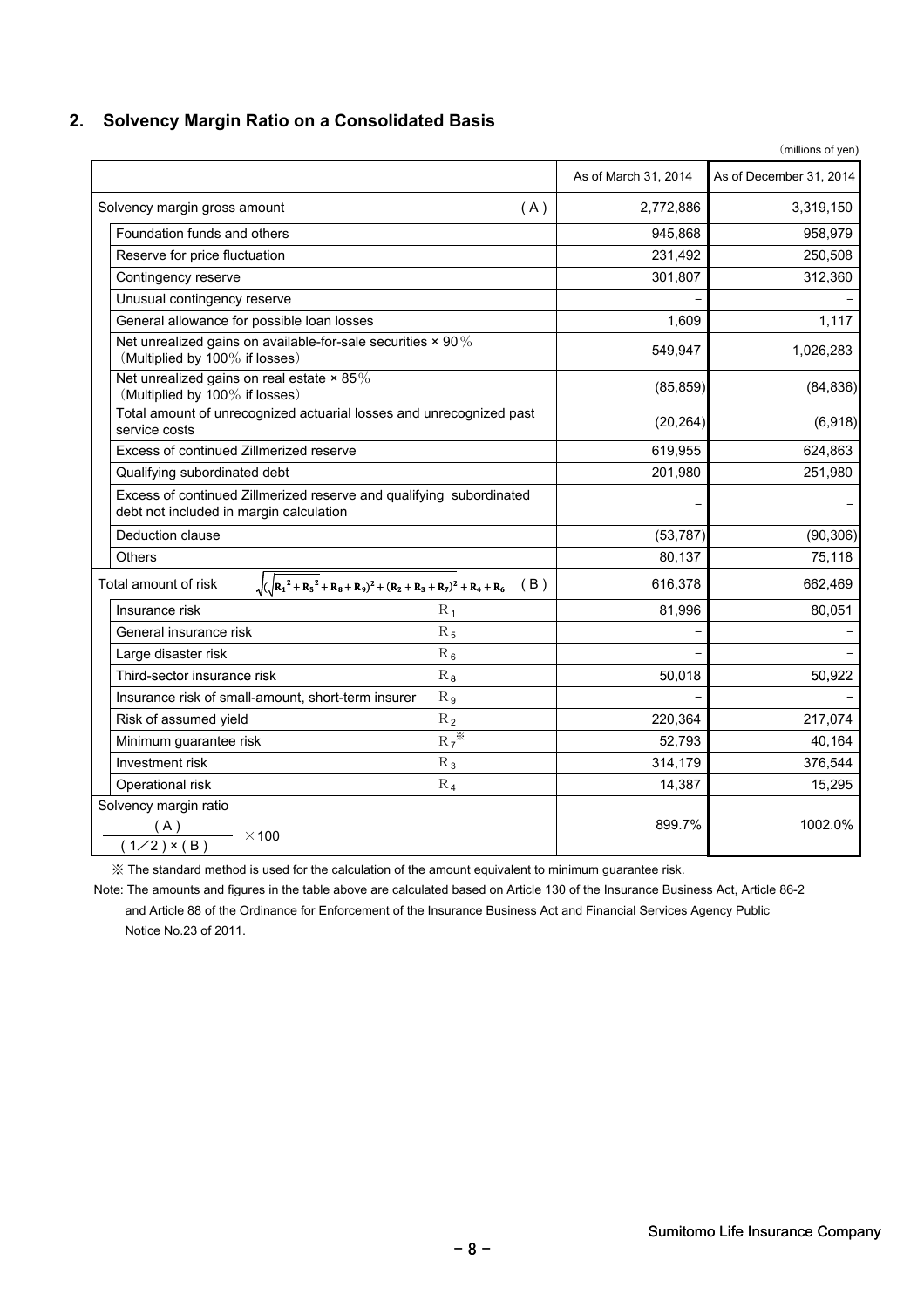## 2. Solvency Margin Ratio on a Consolidated Basis

(millions of yen)

| | | As of March 31, 2014 | As of December 31, 2014 |
|---|---|---|---|
| Solvency margin gross amount | (A) | 2,772,886 | 3,319,150 |
| Foundation funds and others | | 945,868 | 958,979 |
| Reserve for price fluctuation | | 231,492 | 250,508 |
| Contingency reserve | | 301,807 | 312,360 |
| Unusual contingency reserve | | − | − |
| General allowance for possible loan losses | | 1,609 | 1,117 |
| Net unrealized gains on available-for-sale securities × 90% (Multiplied by 100% if losses) | | 549,947 | 1,026,283 |
| Net unrealized gains on real estate × 85% (Multiplied by 100% if losses) | | (85,859) | (84,836) |
| Total amount of unrecognized actuarial losses and unrecognized past service costs | | (20,264) | (6,918) |
| Excess of continued Zillmerized reserve | | 619,955 | 624,863 |
| Qualifying subordinated debt | | 201,980 | 251,980 |
| Excess of continued Zillmerized reserve and qualifying subordinated debt not included in margin calculation | | − | − |
| Deduction clause | | (53,787) | (90,306) |
| Others | | 80,137 | 75,118 |
| Total amount of risk $\sqrt{(\sqrt{R_1^2 + R_5^2} + R_8 + R_9)^2 + (R_2 + R_3 + R_7)^2} + R_4 + R_6$ | (B) | 616,378 | 662,469 |
| Insurance risk | $R_1$ | 81,996 | 80,051 |
| General insurance risk | $R_5$ | − | − |
| Large disaster risk | $R_6$ | − | − |
| Third-sector insurance risk | $R_8$ | 50,018 | 50,922 |
| Insurance risk of small-amount, short-term insurer | $R_9$ | − | − |
| Risk of assumed yield | $R_2$ | 220,364 | 217,074 |
| Minimum guarantee risk | $R_7$※ | 52,793 | 40,164 |
| Investment risk | $R_3$ | 314,179 | 376,544 |
| Operational risk | $R_4$ | 14,387 | 15,295 |
| Solvency margin ratio $\dfrac{(A)}{(1/2) \times (B)} \times 100$ | | 899.7% | 1002.0% |

※ The standard method is used for the calculation of the amount equivalent to minimum guarantee risk.

Note: The amounts and figures in the table above are calculated based on Article 130 of the Insurance Business Act, Article 86-2 and Article 88 of the Ordinance for Enforcement of the Insurance Business Act and Financial Services Agency Public Notice No.23 of 2011.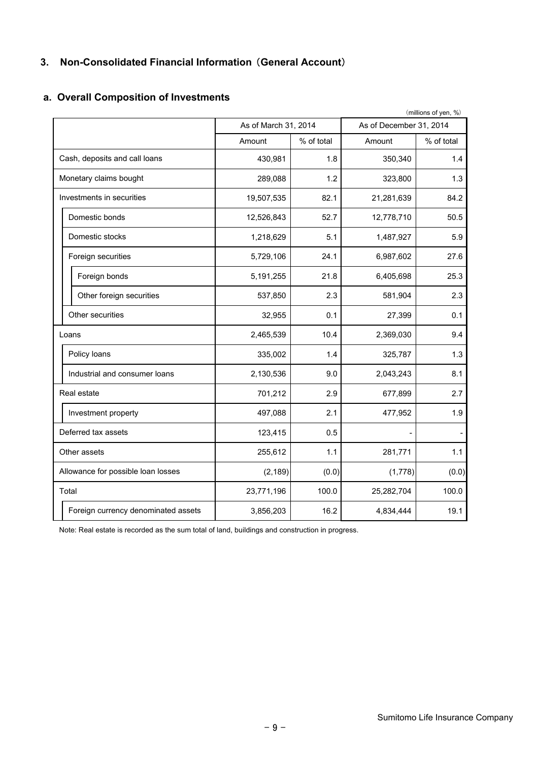## 3. Non-Consolidated Financial Information（General Account）

### a. Overall Composition of Investments

（millions of yen, %）

| | As of March 31, 2014 | | As of December 31, 2014 | |
|---|---|---|---|---|
| | Amount | % of total | Amount | % of total |
| Cash, deposits and call loans | 430,981 | 1.8 | 350,340 | 1.4 |
| Monetary claims bought | 289,088 | 1.2 | 323,800 | 1.3 |
| Investments in securities | 19,507,535 | 82.1 | 21,281,639 | 84.2 |
| Domestic bonds | 12,526,843 | 52.7 | 12,778,710 | 50.5 |
| Domestic stocks | 1,218,629 | 5.1 | 1,487,927 | 5.9 |
| Foreign securities | 5,729,106 | 24.1 | 6,987,602 | 27.6 |
| Foreign bonds | 5,191,255 | 21.8 | 6,405,698 | 25.3 |
| Other foreign securities | 537,850 | 2.3 | 581,904 | 2.3 |
| Other securities | 32,955 | 0.1 | 27,399 | 0.1 |
| Loans | 2,465,539 | 10.4 | 2,369,030 | 9.4 |
| Policy loans | 335,002 | 1.4 | 325,787 | 1.3 |
| Industrial and consumer loans | 2,130,536 | 9.0 | 2,043,243 | 8.1 |
| Real estate | 701,212 | 2.9 | 677,899 | 2.7 |
| Investment property | 497,088 | 2.1 | 477,952 | 1.9 |
| Deferred tax assets | 123,415 | 0.5 | - | - |
| Other assets | 255,612 | 1.1 | 281,771 | 1.1 |
| Allowance for possible loan losses | (2,189) | (0.0) | (1,778) | (0.0) |
| Total | 23,771,196 | 100.0 | 25,282,704 | 100.0 |
| Foreign currency denominated assets | 3,856,203 | 16.2 | 4,834,444 | 19.1 |

Note: Real estate is recorded as the sum total of land, buildings and construction in progress.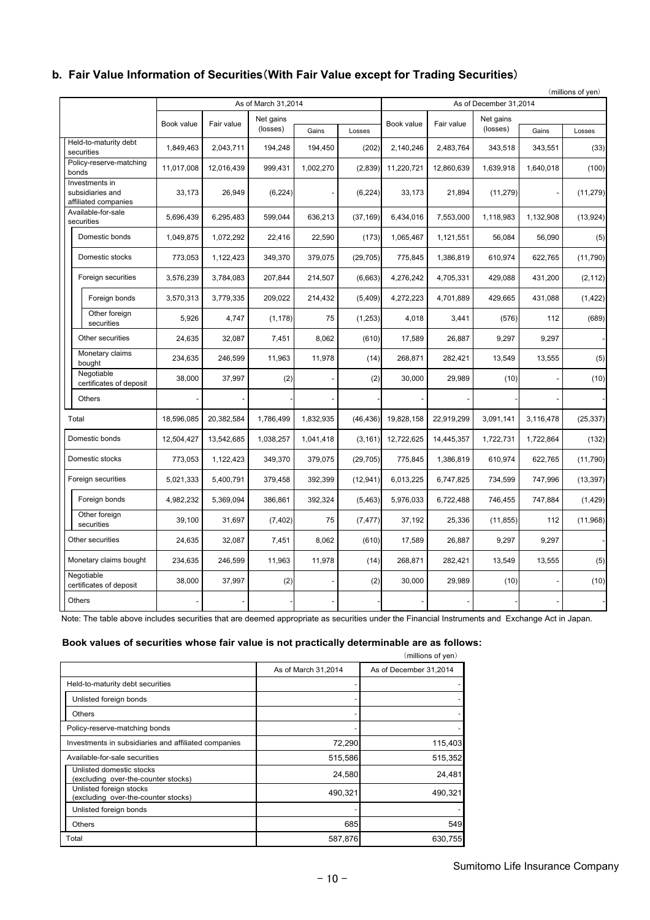## b. Fair Value Information of Securities（With Fair Value except for Trading Securities）

（millions of yen）

| | As of March 31,2014 | | | | | As of December 31,2014 | | | | |
|---|---|---|---|---|---|---|---|---|---|---|
| | Book value | Fair value | Net gains (losses) | Gains | Losses | Book value | Fair value | Net gains (losses) | Gains | Losses |
| Held-to-maturity debt securities | 1,849,463 | 2,043,711 | 194,248 | 194,450 | (202) | 2,140,246 | 2,483,764 | 343,518 | 343,551 | (33) |
| Policy-reserve-matching bonds | 11,017,008 | 12,016,439 | 999,431 | 1,002,270 | (2,839) | 11,220,721 | 12,860,639 | 1,639,918 | 1,640,018 | (100) |
| Investments in subsidiaries and affiliated companies | 33,173 | 26,949 | (6,224) | - | (6,224) | 33,173 | 21,894 | (11,279) | - | (11,279) |
| Available-for-sale securities | 5,696,439 | 6,295,483 | 599,044 | 636,213 | (37,169) | 6,434,016 | 7,553,000 | 1,118,983 | 1,132,908 | (13,924) |
| Domestic bonds | 1,049,875 | 1,072,292 | 22,416 | 22,590 | (173) | 1,065,467 | 1,121,551 | 56,084 | 56,090 | (5) |
| Domestic stocks | 773,053 | 1,122,423 | 349,370 | 379,075 | (29,705) | 775,845 | 1,386,819 | 610,974 | 622,765 | (11,790) |
| Foreign securities | 3,576,239 | 3,784,083 | 207,844 | 214,507 | (6,663) | 4,276,242 | 4,705,331 | 429,088 | 431,200 | (2,112) |
| Foreign bonds | 3,570,313 | 3,779,335 | 209,022 | 214,432 | (5,409) | 4,272,223 | 4,701,889 | 429,665 | 431,088 | (1,422) |
| Other foreign securities | 5,926 | 4,747 | (1,178) | 75 | (1,253) | 4,018 | 3,441 | (576) | 112 | (689) |
| Other securities | 24,635 | 32,087 | 7,451 | 8,062 | (610) | 17,589 | 26,887 | 9,297 | 9,297 | - |
| Monetary claims bought | 234,635 | 246,599 | 11,963 | 11,978 | (14) | 268,871 | 282,421 | 13,549 | 13,555 | (5) |
| Negotiable certificates of deposit | 38,000 | 37,997 | (2) | - | (2) | 30,000 | 29,989 | (10) | - | (10) |
| Others | - | - | - | - | - | - | - | - | - | - |
| Total | 18,596,085 | 20,382,584 | 1,786,499 | 1,832,935 | (46,436) | 19,828,158 | 22,919,299 | 3,091,141 | 3,116,478 | (25,337) |
| Domestic bonds | 12,504,427 | 13,542,685 | 1,038,257 | 1,041,418 | (3,161) | 12,722,625 | 14,445,357 | 1,722,731 | 1,722,864 | (132) |
| Domestic stocks | 773,053 | 1,122,423 | 349,370 | 379,075 | (29,705) | 775,845 | 1,386,819 | 610,974 | 622,765 | (11,790) |
| Foreign securities | 5,021,333 | 5,400,791 | 379,458 | 392,399 | (12,941) | 6,013,225 | 6,747,825 | 734,599 | 747,996 | (13,397) |
| Foreign bonds | 4,982,232 | 5,369,094 | 386,861 | 392,324 | (5,463) | 5,976,033 | 6,722,488 | 746,455 | 747,884 | (1,429) |
| Other foreign securities | 39,100 | 31,697 | (7,402) | 75 | (7,477) | 37,192 | 25,336 | (11,855) | 112 | (11,968) |
| Other securities | 24,635 | 32,087 | 7,451 | 8,062 | (610) | 17,589 | 26,887 | 9,297 | 9,297 | - |
| Monetary claims bought | 234,635 | 246,599 | 11,963 | 11,978 | (14) | 268,871 | 282,421 | 13,549 | 13,555 | (5) |
| Negotiable certificates of deposit | 38,000 | 37,997 | (2) | - | (2) | 30,000 | 29,989 | (10) | - | (10) |
| Others | - | - | - | - | - | - | - | - | - | - |

Note: The table above includes securities that are deemed appropriate as securities under the Financial Instruments and Exchange Act in Japan.

**Book values of securities whose fair value is not practically determinable are as follows:**

（millions of yen）

| | As of March 31,2014 | As of December 31,2014 |
|---|---|---|
| Held-to-maturity debt securities | - | - |
| Unlisted foreign bonds | - | - |
| Others | - | - |
| Policy-reserve-matching bonds | - | - |
| Investments in subsidiaries and affiliated companies | 72,290 | 115,403 |
| Available-for-sale securities | 515,586 | 515,352 |
| Unlisted domestic stocks (excluding over-the-counter stocks) | 24,580 | 24,481 |
| Unlisted foreign stocks (excluding over-the-counter stocks) | 490,321 | 490,321 |
| Unlisted foreign bonds | - | - |
| Others | 685 | 549 |
| Total | 587,876 | 630,755 |

Sumitomo Life Insurance Company